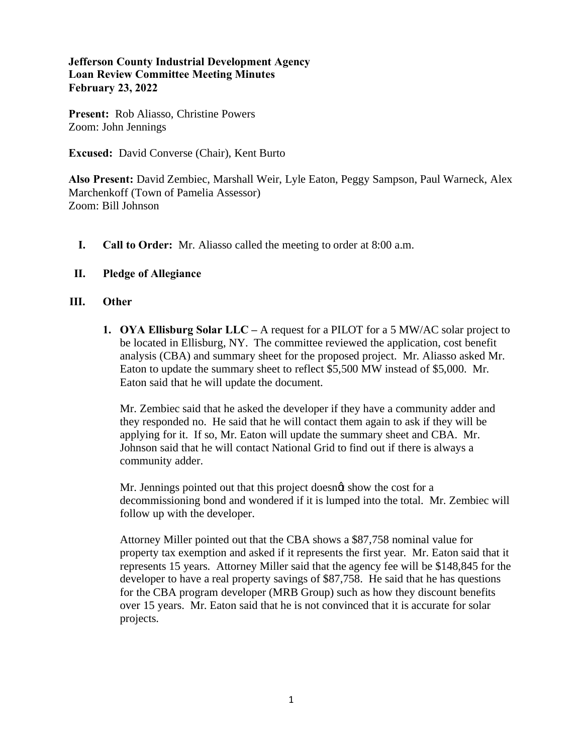**Jefferson County Industrial Development Agency**
**Loan Review Committee Meeting Minutes**
**February 23, 2022**

**Present:** Rob Aliasso, Christine Powers
Zoom: John Jennings

**Excused:** David Converse (Chair), Kent Burto

**Also Present:** David Zembiec, Marshall Weir, Lyle Eaton, Peggy Sampson, Paul Warneck, Alex Marchenkoff (Town of Pamelia Assessor)
Zoom: Bill Johnson

I. **Call to Order:** Mr. Aliasso called the meeting to order at 8:00 a.m.

II. **Pledge of Allegiance**

III. **Other**

1. **OYA Ellisburg Solar LLC –** A request for a PILOT for a 5 MW/AC solar project to be located in Ellisburg, NY. The committee reviewed the application, cost benefit analysis (CBA) and summary sheet for the proposed project. Mr. Aliasso asked Mr. Eaton to update the summary sheet to reflect $5,500 MW instead of $5,000. Mr. Eaton said that he will update the document.

   Mr. Zembiec said that he asked the developer if they have a community adder and they responded no. He said that he will contact them again to ask if they will be applying for it. If so, Mr. Eaton will update the summary sheet and CBA. Mr. Johnson said that he will contact National Grid to find out if there is always a community adder.

   Mr. Jennings pointed out that this project doesn't show the cost for a decommissioning bond and wondered if it is lumped into the total. Mr. Zembiec will follow up with the developer.

   Attorney Miller pointed out that the CBA shows a $87,758 nominal value for property tax exemption and asked if it represents the first year. Mr. Eaton said that it represents 15 years. Attorney Miller said that the agency fee will be $148,845 for the developer to have a real property savings of $87,758. He said that he has questions for the CBA program developer (MRB Group) such as how they discount benefits over 15 years. Mr. Eaton said that he is not convinced that it is accurate for solar projects.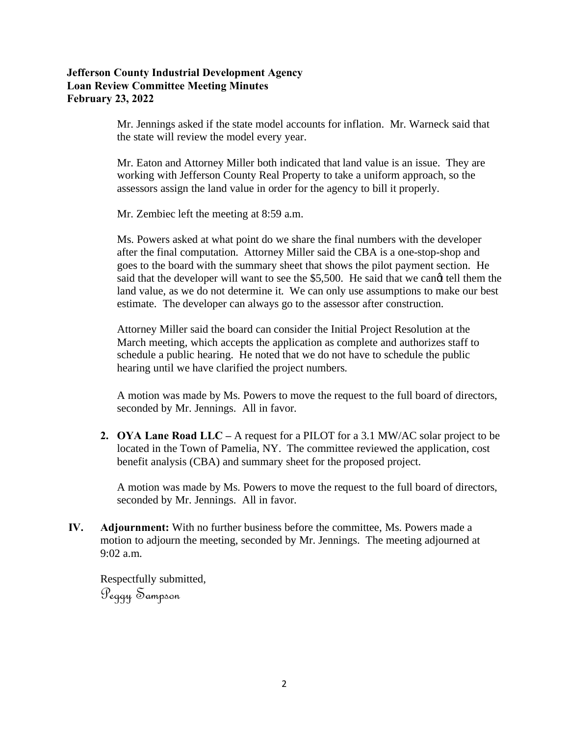**Jefferson County Industrial Development Agency**
**Loan Review Committee Meeting Minutes**
**February 23, 2022**

Mr. Jennings asked if the state model accounts for inflation. Mr. Warneck said that the state will review the model every year.

Mr. Eaton and Attorney Miller both indicated that land value is an issue. They are working with Jefferson County Real Property to take a uniform approach, so the assessors assign the land value in order for the agency to bill it properly.

Mr. Zembiec left the meeting at 8:59 a.m.

Ms. Powers asked at what point do we share the final numbers with the developer after the final computation. Attorney Miller said the CBA is a one-stop-shop and goes to the board with the summary sheet that shows the pilot payment section. He said that the developer will want to see the $5,500. He said that we can't tell them the land value, as we do not determine it. We can only use assumptions to make our best estimate. The developer can always go to the assessor after construction.

Attorney Miller said the board can consider the Initial Project Resolution at the March meeting, which accepts the application as complete and authorizes staff to schedule a public hearing. He noted that we do not have to schedule the public hearing until we have clarified the project numbers.

A motion was made by Ms. Powers to move the request to the full board of directors, seconded by Mr. Jennings. All in favor.

2. **OYA Lane Road LLC –** A request for a PILOT for a 3.1 MW/AC solar project to be located in the Town of Pamelia, NY. The committee reviewed the application, cost benefit analysis (CBA) and summary sheet for the proposed project.

   A motion was made by Ms. Powers to move the request to the full board of directors, seconded by Mr. Jennings. All in favor.

**IV. Adjournment:** With no further business before the committee, Ms. Powers made a motion to adjourn the meeting, seconded by Mr. Jennings. The meeting adjourned at 9:02 a.m.

Respectfully submitted,
*Peggy Sampson*